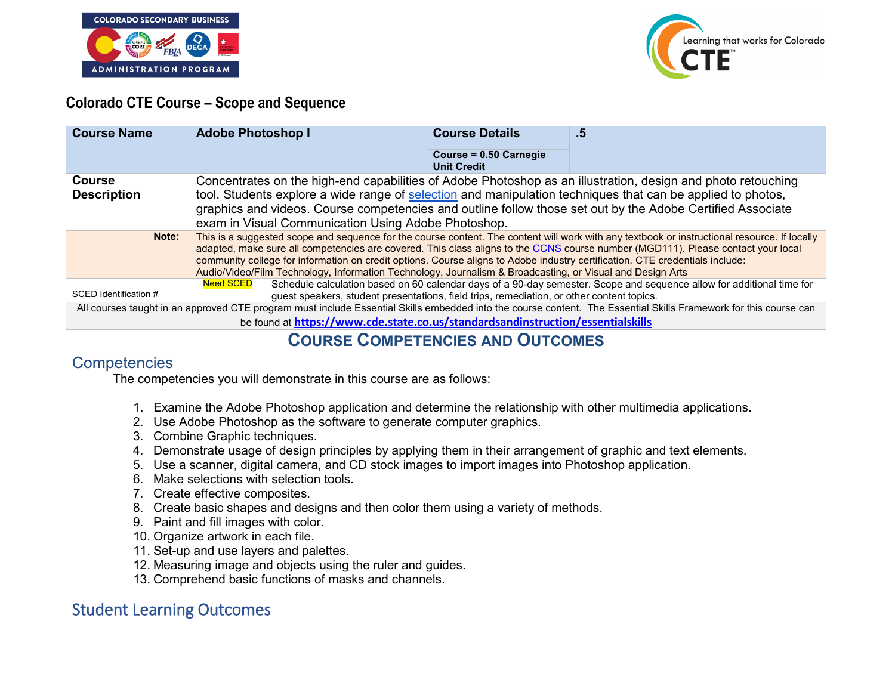## Colorado CTE Course – Scope and Sequence

| **Course Name** | **Adobe Photoshop I** | **Course Details**<br>**Course = 0.50 Carnegie Unit Credit** | **.5** |
|---|---|---|---|
| **Course Description** | Concentrates on the high-end capabilities of Adobe Photoshop as an illustration, design and photo retouching tool. Students explore a wide range of selection and manipulation techniques that can be applied to photos, graphics and videos. Course competencies and outline follow those set out by the Adobe Certified Associate exam in Visual Communication Using Adobe Photoshop. | | |
| **Note:** | This is a suggested scope and sequence for the course content. The content will work with any textbook or instructional resource. If locally adapted, make sure all competencies are covered. This class aligns to the CCNS course number (MGD111). Please contact your local community college for information on credit options. Course aligns to Adobe industry certification. CTE credentials include: Audio/Video/Film Technology, Information Technology, Journalism & Broadcasting, or Visual and Design Arts | | |
| SCED Identification # | Need SCED | Schedule calculation based on 60 calendar days of a 90-day semester. Scope and sequence allow for additional time for guest speakers, student presentations, field trips, remediation, or other content topics. | |

All courses taught in an approved CTE program must include Essential Skills embedded into the course content. The Essential Skills Framework for this course can be found at **https://www.cde.state.co.us/standardsandinstruction/essentialskills**

## COURSE COMPETENCIES AND OUTCOMES

### Competencies

The competencies you will demonstrate in this course are as follows:

1. Examine the Adobe Photoshop application and determine the relationship with other multimedia applications.
2. Use Adobe Photoshop as the software to generate computer graphics.
3. Combine Graphic techniques.
4. Demonstrate usage of design principles by applying them in their arrangement of graphic and text elements.
5. Use a scanner, digital camera, and CD stock images to import images into Photoshop application.
6. Make selections with selection tools.
7. Create effective composites.
8. Create basic shapes and designs and then color them using a variety of methods.
9. Paint and fill images with color.
10. Organize artwork in each file.
11. Set-up and use layers and palettes.
12. Measuring image and objects using the ruler and guides.
13. Comprehend basic functions of masks and channels.

### Student Learning Outcomes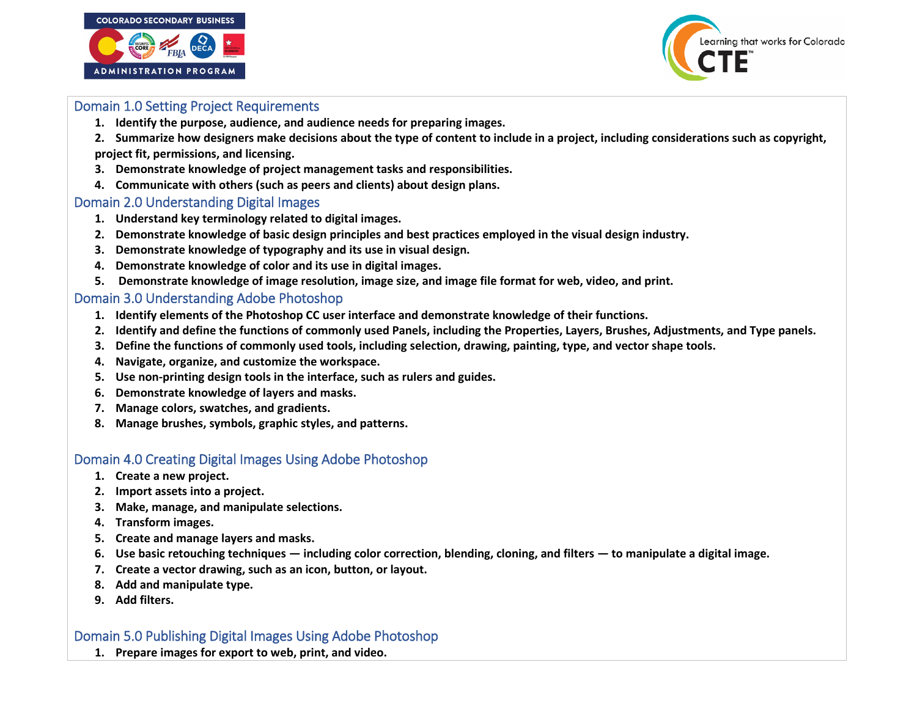## Domain 1.0 Setting Project Requirements

1. **Identify the purpose, audience, and audience needs for preparing images.**
2. **Summarize how designers make decisions about the type of content to include in a project, including considerations such as copyright, project fit, permissions, and licensing.**
3. **Demonstrate knowledge of project management tasks and responsibilities.**
4. **Communicate with others (such as peers and clients) about design plans.**

## Domain 2.0 Understanding Digital Images

1. **Understand key terminology related to digital images.**
2. **Demonstrate knowledge of basic design principles and best practices employed in the visual design industry.**
3. **Demonstrate knowledge of typography and its use in visual design.**
4. **Demonstrate knowledge of color and its use in digital images.**
5. **Demonstrate knowledge of image resolution, image size, and image file format for web, video, and print.**

## Domain 3.0 Understanding Adobe Photoshop

1. **Identify elements of the Photoshop CC user interface and demonstrate knowledge of their functions.**
2. **Identify and define the functions of commonly used Panels, including the Properties, Layers, Brushes, Adjustments, and Type panels.**
3. **Define the functions of commonly used tools, including selection, drawing, painting, type, and vector shape tools.**
4. **Navigate, organize, and customize the workspace.**
5. **Use non-printing design tools in the interface, such as rulers and guides.**
6. **Demonstrate knowledge of layers and masks.**
7. **Manage colors, swatches, and gradients.**
8. **Manage brushes, symbols, graphic styles, and patterns.**

## Domain 4.0 Creating Digital Images Using Adobe Photoshop

1. **Create a new project.**
2. **Import assets into a project.**
3. **Make, manage, and manipulate selections.**
4. **Transform images.**
5. **Create and manage layers and masks.**
6. **Use basic retouching techniques — including color correction, blending, cloning, and filters — to manipulate a digital image.**
7. **Create a vector drawing, such as an icon, button, or layout.**
8. **Add and manipulate type.**
9. **Add filters.**

## Domain 5.0 Publishing Digital Images Using Adobe Photoshop

1. **Prepare images for export to web, print, and video.**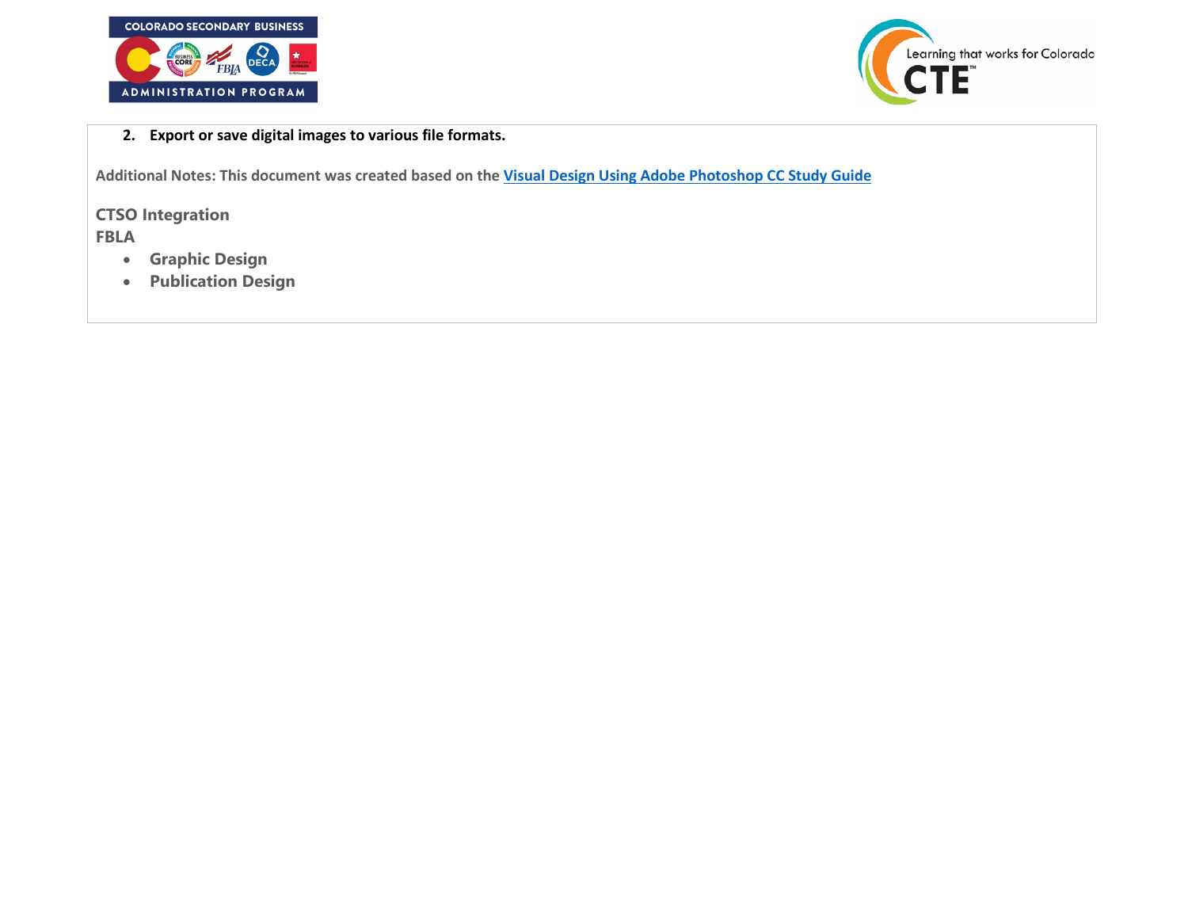2. **Export or save digital images to various file formats.**

**Additional Notes: This document was created based on the Visual Design Using Adobe Photoshop CC Study Guide**

**CTSO Integration**
**FBLA**

- **Graphic Design**
- **Publication Design**